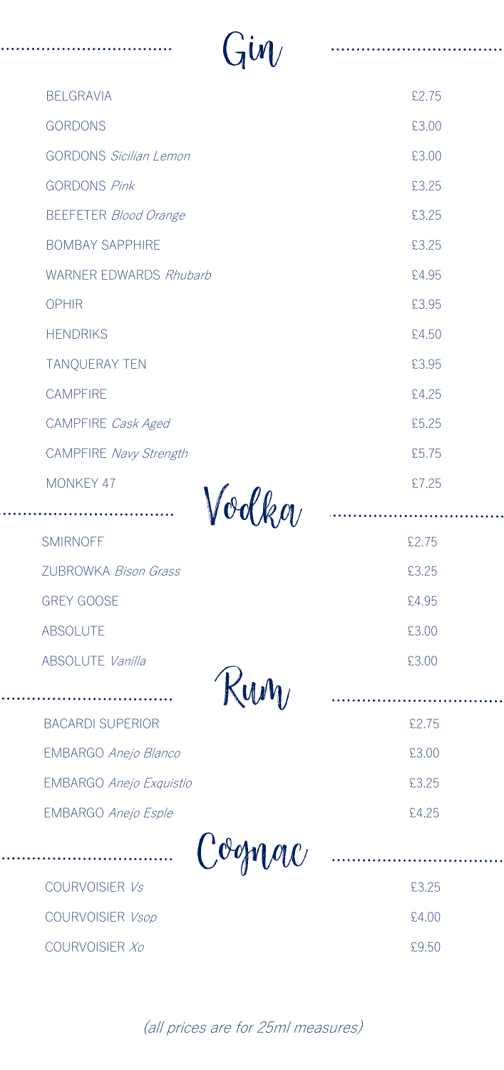# Gin

| | |
|---|---|
| BELGRAVIA | £2.75 |
| GORDONS | £3.00 |
| GORDONS *Sicilian Lemon* | £3.00 |
| GORDONS *Pink* | £3.25 |
| BEEFETER *Blood Orange* | £3.25 |
| BOMBAY SAPPHIRE | £3.25 |
| WARNER EDWARDS *Rhubarb* | £4.95 |
| OPHIR | £3.95 |
| HENDRIKS | £4.50 |
| TANQUERAY TEN | £3.95 |
| CAMPFIRE | £4.25 |
| CAMPFIRE *Cask Aged* | £5.25 |
| CAMPFIRE *Navy Strength* | £5.75 |
| MONKEY 47 | £7.25 |

# Vodka

| | |
|---|---|
| SMIRNOFF | £2.75 |
| ZUBROWKA *Bison Grass* | £3.25 |
| GREY GOOSE | £4.95 |
| ABSOLUTE | £3.00 |
| ABSOLUTE *Vanilla* | £3.00 |

# Rum

| | |
|---|---|
| BACARDI SUPERIOR | £2.75 |
| EMBARGO *Anejo Blanco* | £3.00 |
| EMBARGO *Anejo Exquistio* | £3.25 |
| EMBARGO *Anejo Esple* | £4.25 |

# Cognac

| | |
|---|---|
| COURVOISIER *Vs* | £3.25 |
| COURVOISIER *Vsop* | £4.00 |
| COURVOISIER *Xo* | £9.50 |

*(all prices are for 25ml measures)*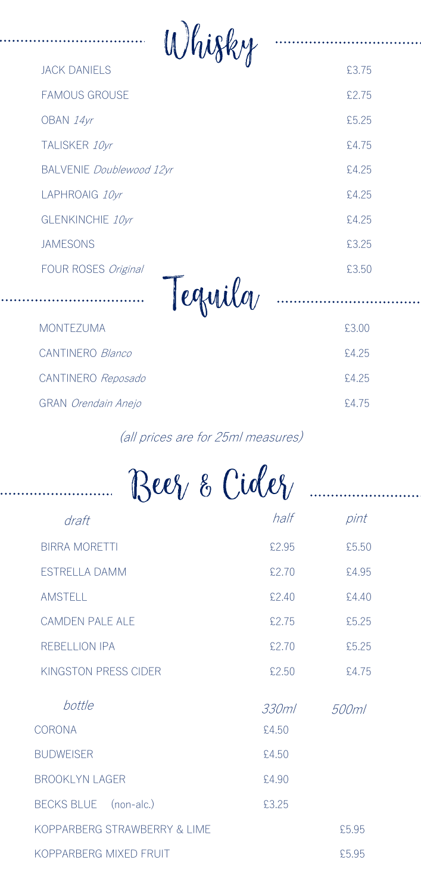## Whisky

| | |
|---|---|
| JACK DANIELS | £3.75 |
| FAMOUS GROUSE | £2.75 |
| OBAN *14yr* | £5.25 |
| TALISKER *10yr* | £4.75 |
| BALVENIE *Doublewood 12yr* | £4.25 |
| LAPHROAIG *10yr* | £4.25 |
| GLENKINCHIE *10yr* | £4.25 |
| JAMESONS | £3.25 |
| FOUR ROSES *Original* | £3.50 |

## Tequila

| | |
|---|---|
| MONTEZUMA | £3.00 |
| CANTINERO *Blanco* | £4.25 |
| CANTINERO *Reposado* | £4.25 |
| GRAN *Orendain Anejo* | £4.75 |

*(all prices are for 25ml measures)*

## Beer & Cider

| *draft* | *half* | *pint* |
|---|---|---|
| BIRRA MORETTI | £2.95 | £5.50 |
| ESTRELLA DAMM | £2.70 | £4.95 |
| AMSTELL | £2.40 | £4.40 |
| CAMDEN PALE ALE | £2.75 | £5.25 |
| REBELLION IPA | £2.70 | £5.25 |
| KINGSTON PRESS CIDER | £2.50 | £4.75 |

| *bottle* | *330ml* | *500ml* |
|---|---|---|
| CORONA | £4.50 | |
| BUDWEISER | £4.50 | |
| BROOKLYN LAGER | £4.90 | |
| BECKS BLUE (non-alc.) | £3.25 | |
| KOPPARBERG STRAWBERRY & LIME | | £5.95 |
| KOPPARBERG MIXED FRUIT | | £5.95 |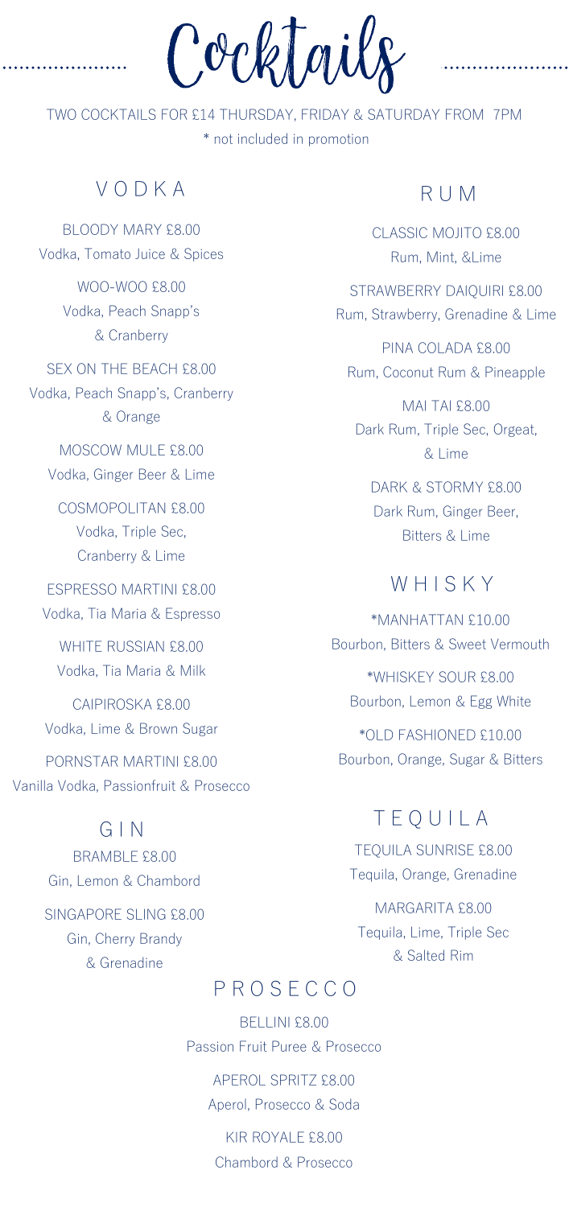# Cocktails

TWO COCKTAILS FOR £14 THURSDAY, FRIDAY & SATURDAY FROM 7PM

* not included in promotion

## VODKA

BLOODY MARY £8.00
Vodka, Tomato Juice & Spices

WOO-WOO £8.00
Vodka, Peach Snapp's & Cranberry

SEX ON THE BEACH £8.00
Vodka, Peach Snapp's, Cranberry & Orange

MOSCOW MULE £8.00
Vodka, Ginger Beer & Lime

COSMOPOLITAN £8.00
Vodka, Triple Sec, Cranberry & Lime

ESPRESSO MARTINI £8.00
Vodka, Tia Maria & Espresso

WHITE RUSSIAN £8.00
Vodka, Tia Maria & Milk

CAIPIROSKA £8.00
Vodka, Lime & Brown Sugar

PORNSTAR MARTINI £8.00
Vanilla Vodka, Passionfruit & Prosecco

## GIN

BRAMBLE £8.00
Gin, Lemon & Chambord

SINGAPORE SLING £8.00
Gin, Cherry Brandy & Grenadine

## RUM

CLASSIC MOJITO £8.00
Rum, Mint, &Lime

STRAWBERRY DAIQUIRI £8.00
Rum, Strawberry, Grenadine & Lime

PINA COLADA £8.00
Rum, Coconut Rum & Pineapple

MAI TAI £8.00
Dark Rum, Triple Sec, Orgeat, & Lime

DARK & STORMY £8.00
Dark Rum, Ginger Beer, Bitters & Lime

## WHISKY

*MANHATTAN £10.00
Bourbon, Bitters & Sweet Vermouth

*WHISKEY SOUR £8.00
Bourbon, Lemon & Egg White

*OLD FASHIONED £10.00
Bourbon, Orange, Sugar & Bitters

## TEQUILA

TEQUILA SUNRISE £8.00
Tequila, Orange, Grenadine

MARGARITA £8.00
Tequila, Lime, Triple Sec & Salted Rim

## PROSECCO

BELLINI £8.00
Passion Fruit Puree & Prosecco

APEROL SPRITZ £8.00
Aperol, Prosecco & Soda

KIR ROYALE £8.00
Chambord & Prosecco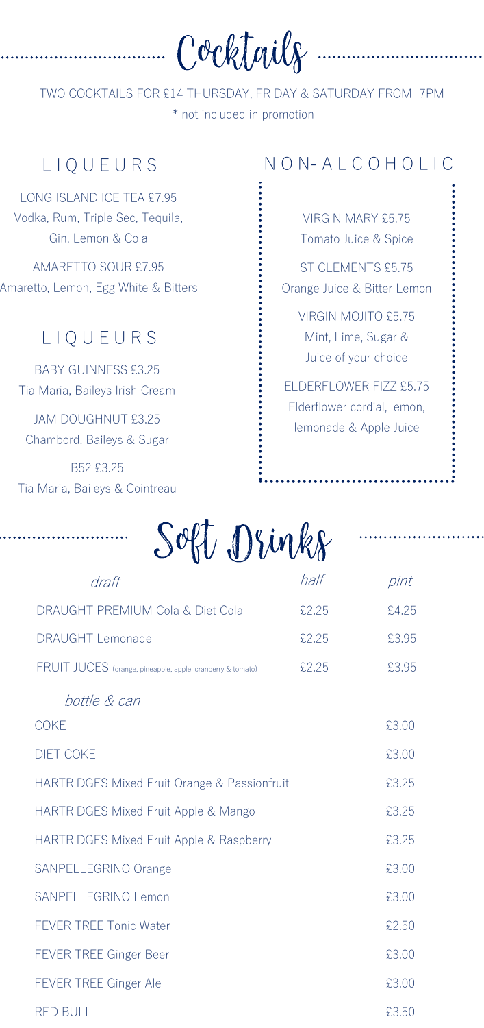# Cocktails

TWO COCKTAILS FOR £14 THURSDAY, FRIDAY & SATURDAY FROM 7PM

* not included in promotion

## LIQUEURS

LONG ISLAND ICE TEA £7.95
Vodka, Rum, Triple Sec, Tequila, Gin, Lemon & Cola

AMARETTO SOUR £7.95
Amaretto, Lemon, Egg White & Bitters

## LIQUEURS

BABY GUINNESS £3.25
Tia Maria, Baileys Irish Cream

JAM DOUGHNUT £3.25
Chambord, Baileys & Sugar

B52 £3.25
Tia Maria, Baileys & Cointreau

## NON-ALCOHOLIC

VIRGIN MARY £5.75
Tomato Juice & Spice

ST CLEMENTS £5.75
Orange Juice & Bitter Lemon

VIRGIN MOJITO £5.75
Mint, Lime, Sugar & Juice of your choice

ELDERFLOWER FIZZ £5.75
Elderflower cordial, lemon, lemonade & Apple Juice

# Soft Drinks

| *draft* | *half* | *pint* |
|---|---|---|
| DRAUGHT PREMIUM Cola & Diet Cola | £2.25 | £4.25 |
| DRAUGHT Lemonade | £2.25 | £3.95 |
| FRUIT JUCES (orange, pineapple, apple, cranberry & tomato) | £2.25 | £3.95 |
| *bottle & can* | | |
| COKE | | £3.00 |
| DIET COKE | | £3.00 |
| HARTRIDGES Mixed Fruit Orange & Passionfruit | | £3.25 |
| HARTRIDGES Mixed Fruit Apple & Mango | | £3.25 |
| HARTRIDGES Mixed Fruit Apple & Raspberry | | £3.25 |
| SANPELLEGRINO Orange | | £3.00 |
| SANPELLEGRINO Lemon | | £3.00 |
| FEVER TREE Tonic Water | | £2.50 |
| FEVER TREE Ginger Beer | | £3.00 |
| FEVER TREE Ginger Ale | | £3.00 |
| RED BULL | | £3.50 |